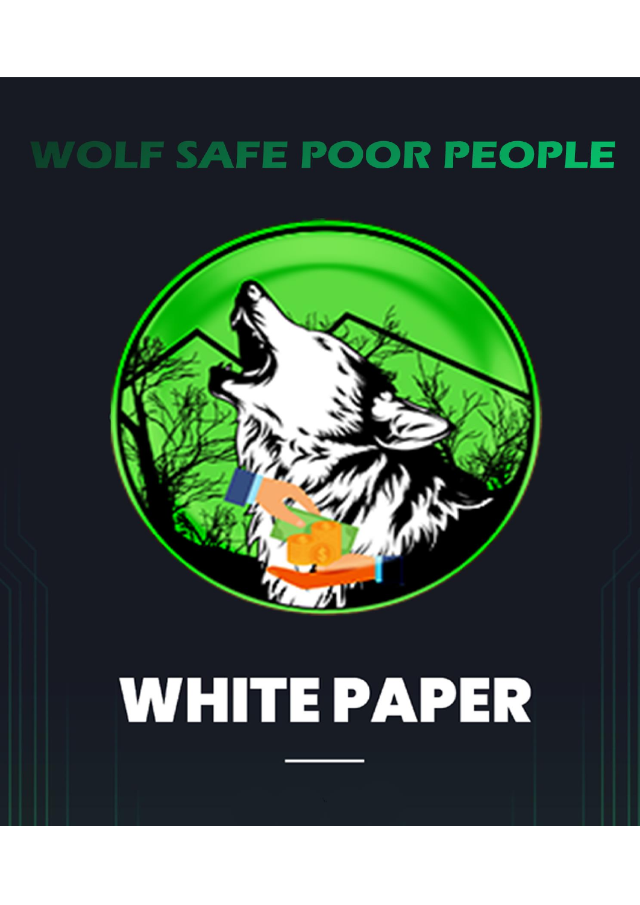# WOLF SAFE POOR PEOPLE

# WHITE PAPER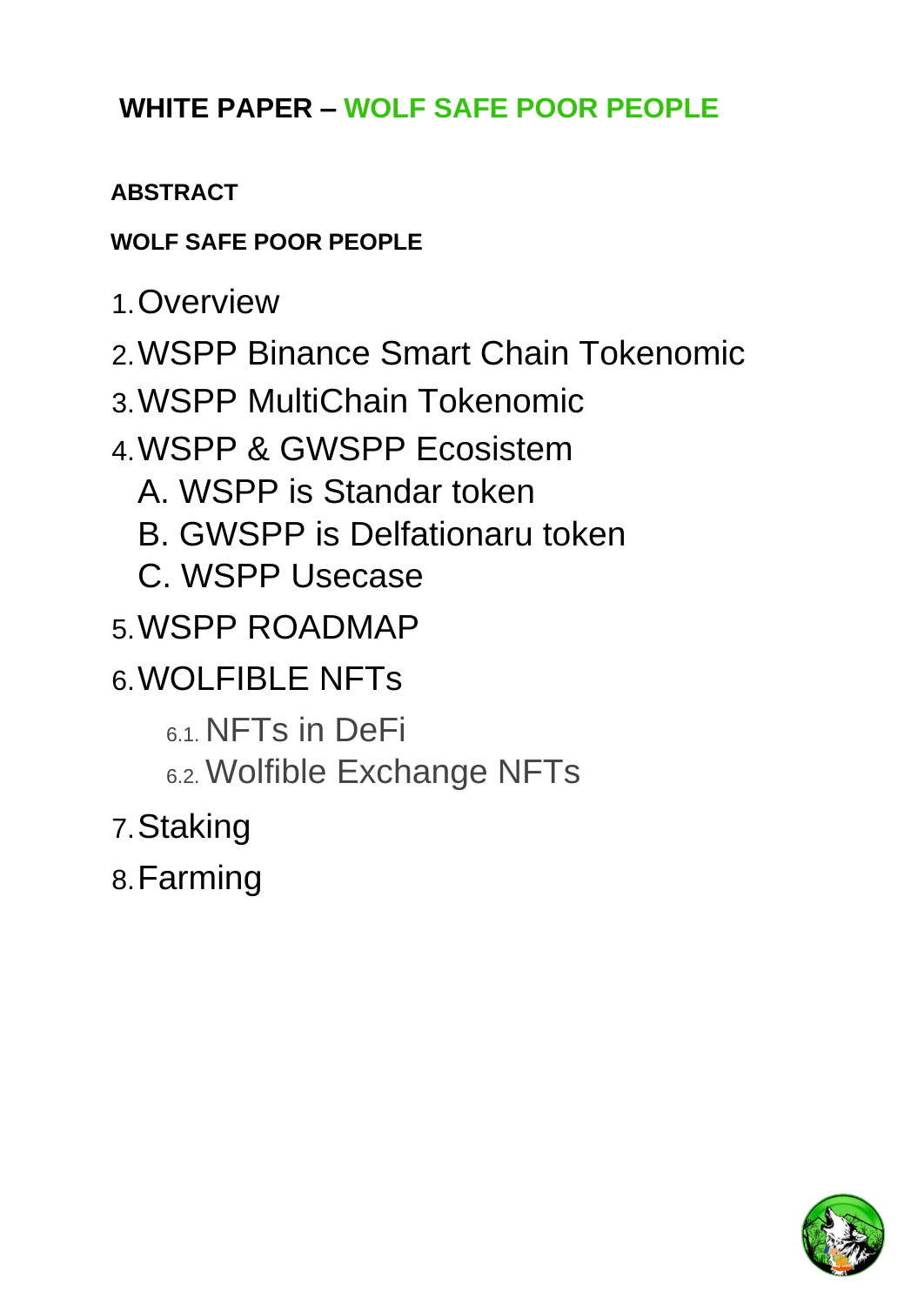# WHITE PAPER – WOLF SAFE POOR PEOPLE

**ABSTRACT**

**WOLF SAFE POOR PEOPLE**

1. Overview
2. WSPP Binance Smart Chain Tokenomic
3. WSPP MultiChain Tokenomic
4. WSPP & GWSPP Ecosistem
   - A. WSPP is Standar token
   - B. GWSPP is Delfationaru token
   - C. WSPP Usecase
5. WSPP ROADMAP
6. WOLFIBLE NFTs
   - 6.1. NFTs in DeFi
   - 6.2. Wolfible Exchange NFTs
7. Staking
8. Farming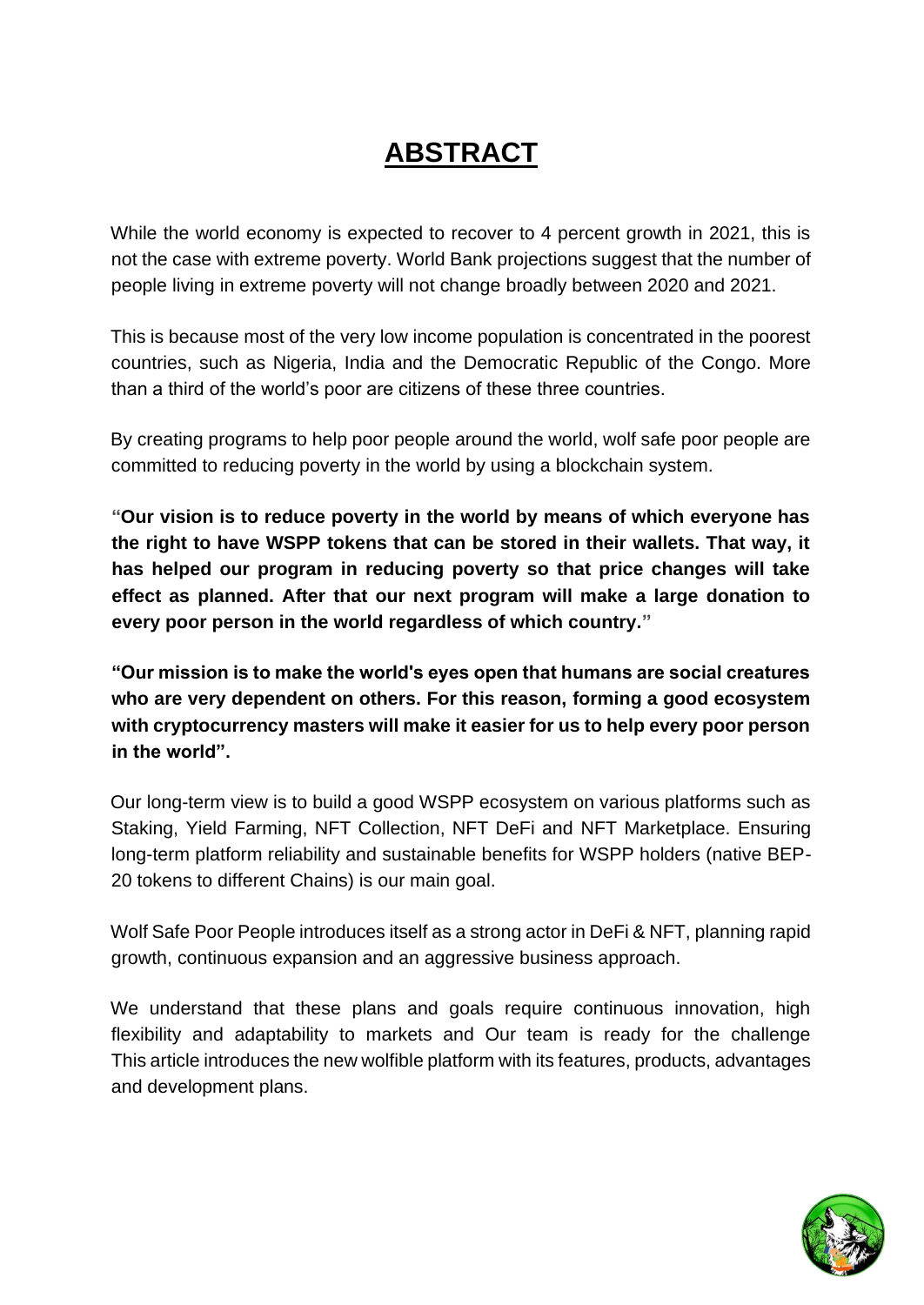# ABSTRACT

While the world economy is expected to recover to 4 percent growth in 2021, this is not the case with extreme poverty. World Bank projections suggest that the number of people living in extreme poverty will not change broadly between 2020 and 2021.

This is because most of the very low income population is concentrated in the poorest countries, such as Nigeria, India and the Democratic Republic of the Congo. More than a third of the world's poor are citizens of these three countries.

By creating programs to help poor people around the world, wolf safe poor people are committed to reducing poverty in the world by using a blockchain system.

**"Our vision is to reduce poverty in the world by means of which everyone has the right to have WSPP tokens that can be stored in their wallets. That way, it has helped our program in reducing poverty so that price changes will take effect as planned. After that our next program will make a large donation to every poor person in the world regardless of which country."**

**"Our mission is to make the world's eyes open that humans are social creatures who are very dependent on others. For this reason, forming a good ecosystem with cryptocurrency masters will make it easier for us to help every poor person in the world".**

Our long-term view is to build a good WSPP ecosystem on various platforms such as Staking, Yield Farming, NFT Collection, NFT DeFi and NFT Marketplace. Ensuring long-term platform reliability and sustainable benefits for WSPP holders (native BEP-20 tokens to different Chains) is our main goal.

Wolf Safe Poor People introduces itself as a strong actor in DeFi & NFT, planning rapid growth, continuous expansion and an aggressive business approach.

We understand that these plans and goals require continuous innovation, high flexibility and adaptability to markets and Our team is ready for the challenge This article introduces the new wolfible platform with its features, products, advantages and development plans.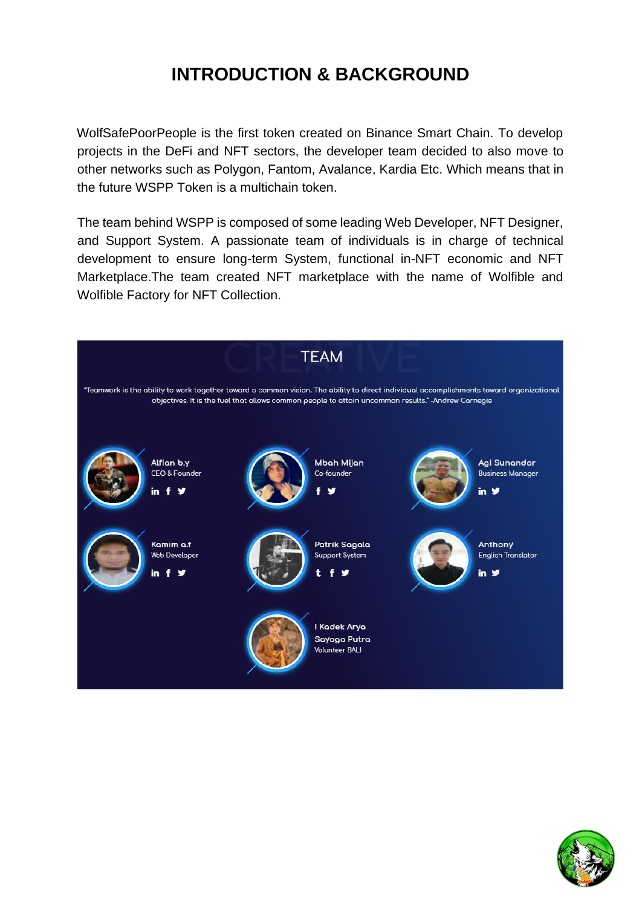# INTRODUCTION & BACKGROUND

WolfSafePoorPeople is the first token created on Binance Smart Chain. To develop projects in the DeFi and NFT sectors, the developer team decided to also move to other networks such as Polygon, Fantom, Avalance, Kardia Etc. Which means that in the future WSPP Token is a multichain token.

The team behind WSPP is composed of some leading Web Developer, NFT Designer, and Support System. A passionate team of individuals is in charge of technical development to ensure long-term System, functional in-NFT economic and NFT Marketplace.The team created NFT marketplace with the name of Wolfible and Wolfible Factory for NFT Collection.

## TEAM

"Teamwork is the ability to work together toward a common vision. The ability to direct individual accomplishments toward organizational objectives. It is the fuel that allows common people to attain uncommon results." -Andrew Carnegie

**Alfian b.y**
CEO & Founder

**Mbah Mijan**
Co-founder

**Agi Sunandar**
Business Manager

**Kamim a.f**
Web Developer

**Patrik Sagala**
Support System

**Anthony**
English Translator

**I Kadek Arya Sayoga Putra**
Volunteer BALI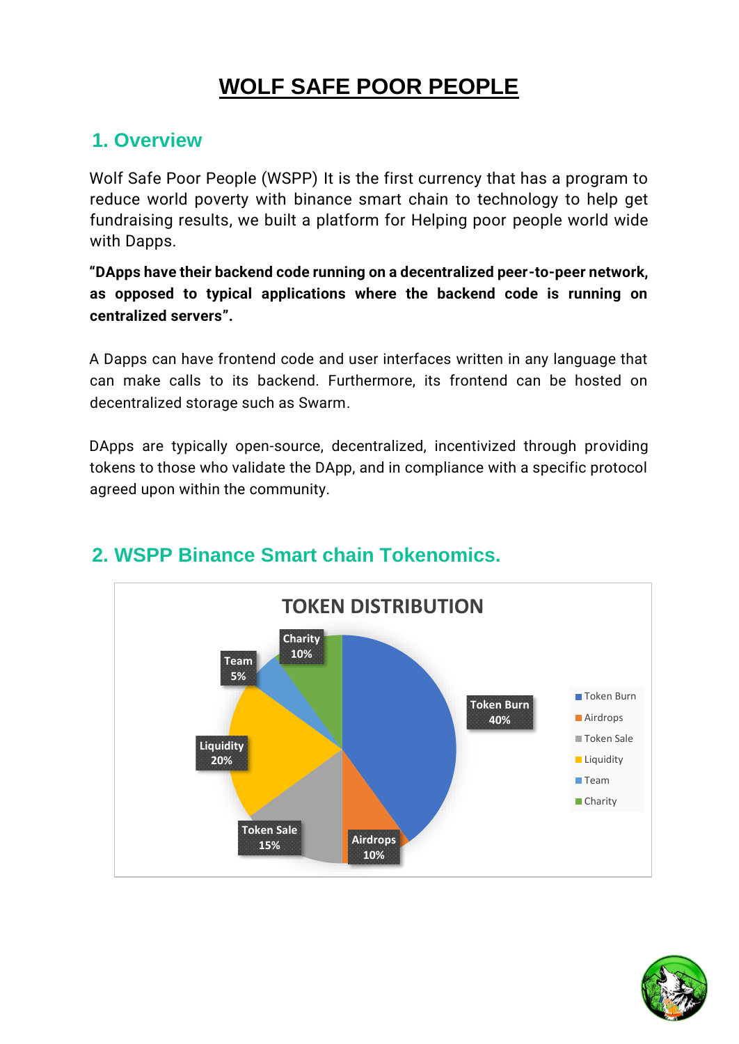# WOLF SAFE POOR PEOPLE

## 1. Overview

Wolf Safe Poor People (WSPP) It is the first currency that has a program to reduce world poverty with binance smart chain to technology to help get fundraising results, we built a platform for Helping poor people world wide with Dapps.

**“DApps have their backend code running on a decentralized peer-to-peer network, as opposed to typical applications where the backend code is running on centralized servers”.**

A Dapps can have frontend code and user interfaces written in any language that can make calls to its backend. Furthermore, its frontend can be hosted on decentralized storage such as Swarm.

DApps are typically open-source, decentralized, incentivized through providing tokens to those who validate the DApp, and in compliance with a specific protocol agreed upon within the community.

## 2. WSPP Binance Smart chain Tokenomics.

**TOKEN DISTRIBUTION**

| Category | Share |
|---|---|
| Token Burn | 40% |
| Airdrops | 10% |
| Token Sale | 15% |
| Liquidity | 20% |
| Team | 5% |
| Charity | 10% |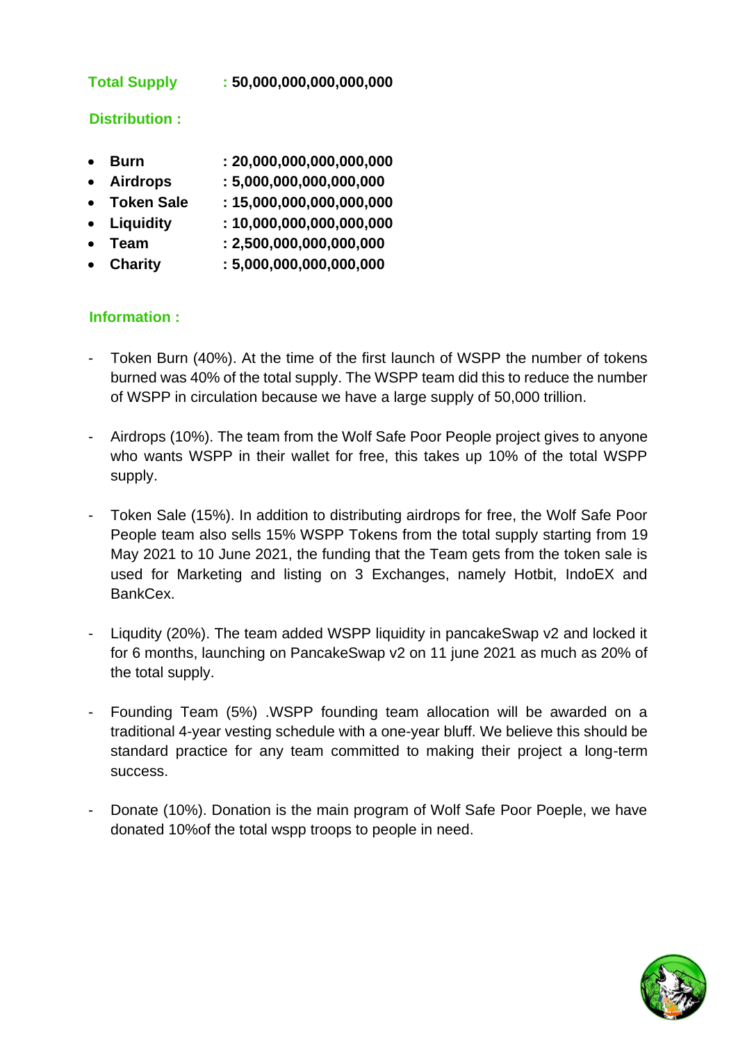**Total Supply : 50,000,000,000,000,000**

**Distribution :**

- **Burn : 20,000,000,000,000,000**
- **Airdrops : 5,000,000,000,000,000**
- **Token Sale : 15,000,000,000,000,000**
- **Liquidity : 10,000,000,000,000,000**
- **Team : 2,500,000,000,000,000**
- **Charity : 5,000,000,000,000,000**

**Information :**

- Token Burn (40%). At the time of the first launch of WSPP the number of tokens burned was 40% of the total supply. The WSPP team did this to reduce the number of WSPP in circulation because we have a large supply of 50,000 trillion.

- Airdrops (10%). The team from the Wolf Safe Poor People project gives to anyone who wants WSPP in their wallet for free, this takes up 10% of the total WSPP supply.

- Token Sale (15%). In addition to distributing airdrops for free, the Wolf Safe Poor People team also sells 15% WSPP Tokens from the total supply starting from 19 May 2021 to 10 June 2021, the funding that the Team gets from the token sale is used for Marketing and listing on 3 Exchanges, namely Hotbit, IndoEX and BankCex.

- Liqudity (20%). The team added WSPP liquidity in pancakeSwap v2 and locked it for 6 months, launching on PancakeSwap v2 on 11 june 2021 as much as 20% of the total supply.

- Founding Team (5%) .WSPP founding team allocation will be awarded on a traditional 4-year vesting schedule with a one-year bluff. We believe this should be standard practice for any team committed to making their project a long-term success.

- Donate (10%). Donation is the main program of Wolf Safe Poor Poeple, we have donated 10%of the total wspp troops to people in need.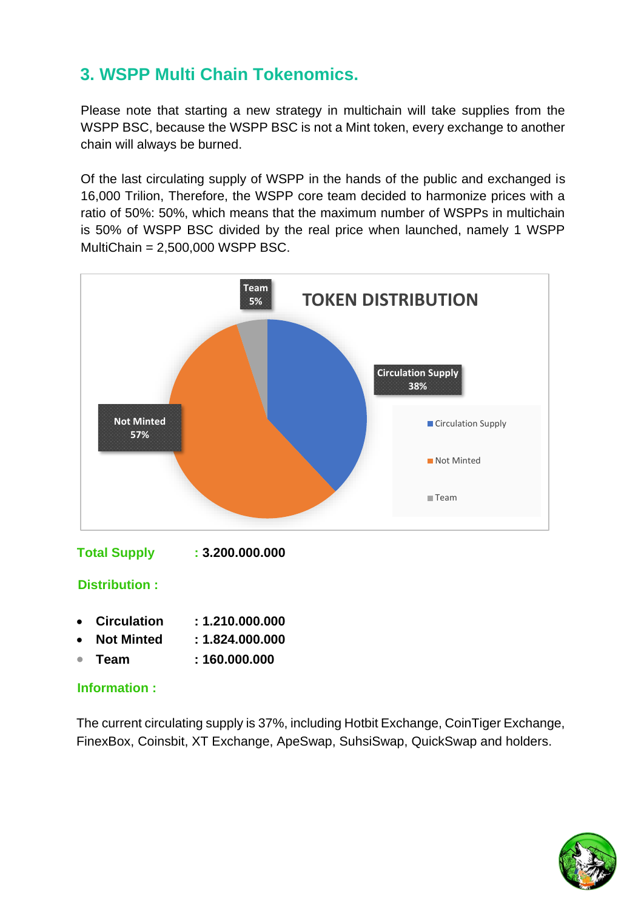## 3. WSPP Multi Chain Tokenomics.

Please note that starting a new strategy in multichain will take supplies from the WSPP BSC, because the WSPP BSC is not a Mint token, every exchange to another chain will always be burned.

Of the last circulating supply of WSPP in the hands of the public and exchanged is 16,000 Trilion, Therefore, the WSPP core team decided to harmonize prices with a ratio of 50%: 50%, which means that the maximum number of WSPPs in multichain is 50% of WSPP BSC divided by the real price when launched, namely 1 WSPP MultiChain = 2,500,000 WSPP BSC.

**TOKEN DISTRIBUTION**

- Circulation Supply 38%
- Not Minted 57%
- Team 5%

**Total Supply** : **3.200.000.000**

**Distribution :**

- **Circulation** : **1.210.000.000**
- **Not Minted** : **1.824.000.000**
- **Team** : **160.000.000**

**Information :**

The current circulating supply is 37%, including Hotbit Exchange, CoinTiger Exchange, FinexBox, Coinsbit, XT Exchange, ApeSwap, SuhsiSwap, QuickSwap and holders.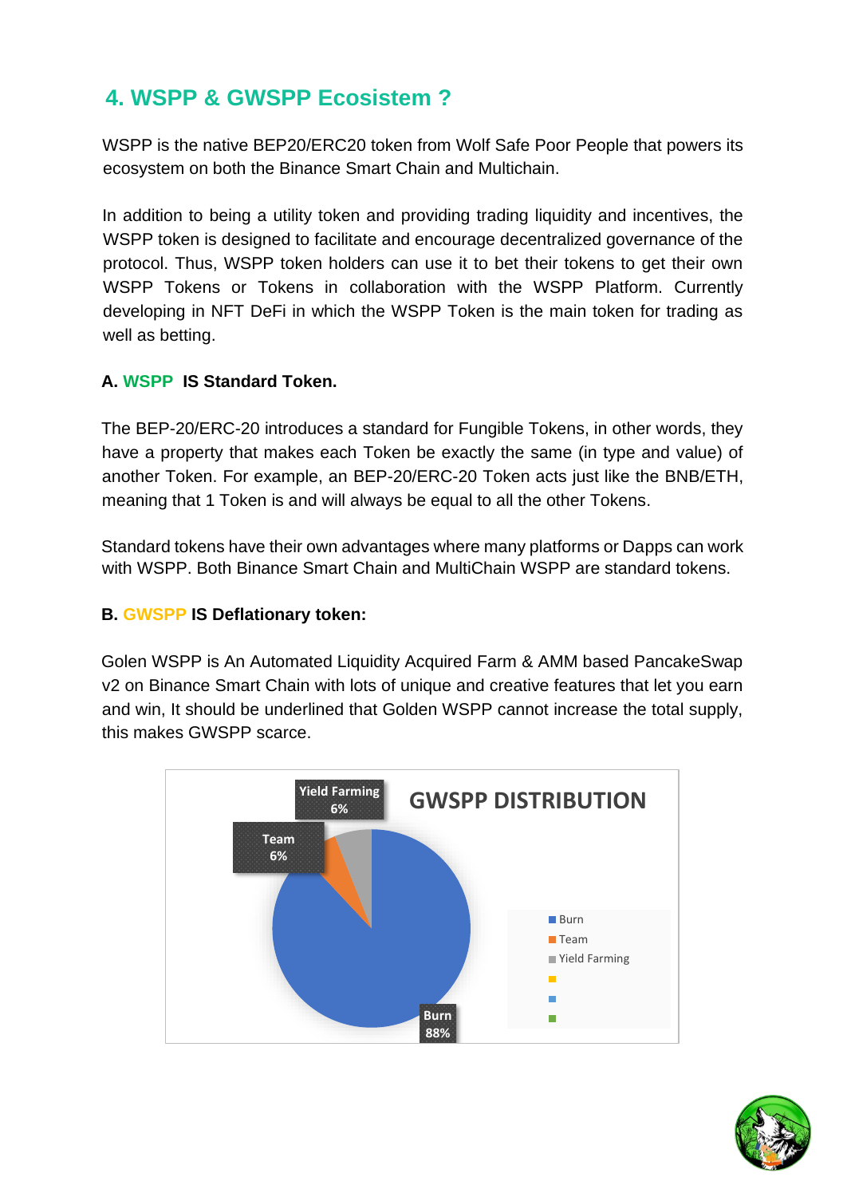## 4. WSPP & GWSPP Ecosistem ?

WSPP is the native BEP20/ERC20 token from Wolf Safe Poor People that powers its ecosystem on both the Binance Smart Chain and Multichain.

In addition to being a utility token and providing trading liquidity and incentives, the WSPP token is designed to facilitate and encourage decentralized governance of the protocol. Thus, WSPP token holders can use it to bet their tokens to get their own WSPP Tokens or Tokens in collaboration with the WSPP Platform. Currently developing in NFT DeFi in which the WSPP Token is the main token for trading as well as betting.

### A. WSPP IS Standard Token.

The BEP-20/ERC-20 introduces a standard for Fungible Tokens, in other words, they have a property that makes each Token be exactly the same (in type and value) of another Token. For example, an BEP-20/ERC-20 Token acts just like the BNB/ETH, meaning that 1 Token is and will always be equal to all the other Tokens.

Standard tokens have their own advantages where many platforms or Dapps can work with WSPP. Both Binance Smart Chain and MultiChain WSPP are standard tokens.

### B. GWSPP IS Deflationary token:

Golen WSPP is An Automated Liquidity Acquired Farm & AMM based PancakeSwap v2 on Binance Smart Chain with lots of unique and creative features that let you earn and win, It should be underlined that Golden WSPP cannot increase the total supply, this makes GWSPP scarce.

**GWSPP DISTRIBUTION**

| Category | Share |
| --- | --- |
| Burn | 88% |
| Team | 6% |
| Yield Farming | 6% |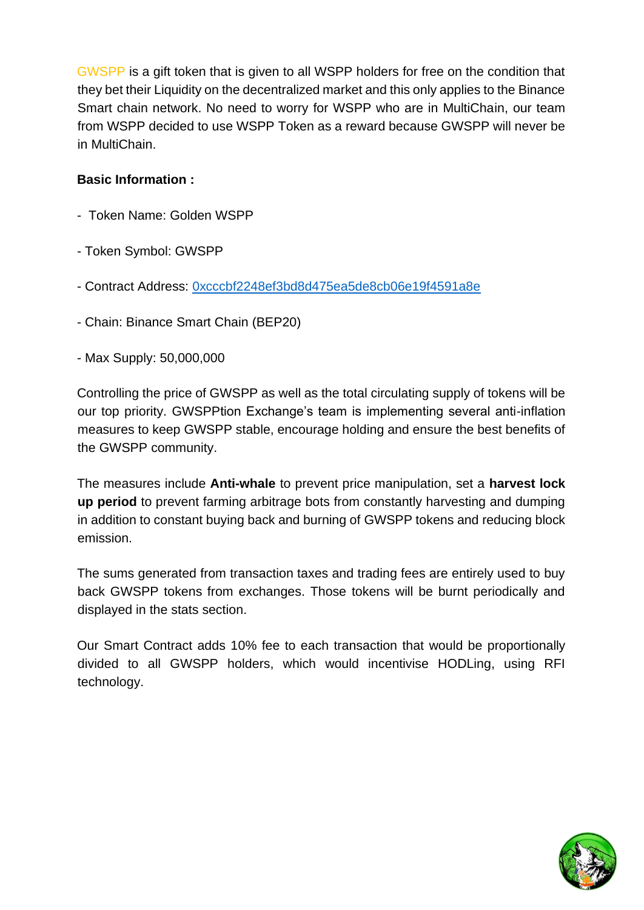GWSPP is a gift token that is given to all WSPP holders for free on the condition that they bet their Liquidity on the decentralized market and this only applies to the Binance Smart chain network. No need to worry for WSPP who are in MultiChain, our team from WSPP decided to use WSPP Token as a reward because GWSPP will never be in MultiChain.

**Basic Information :**

- Token Name: Golden WSPP
- Token Symbol: GWSPP
- Contract Address: [0xcccbf2248ef3bd8d475ea5de8cb06e19f4591a8e](0xcccbf2248ef3bd8d475ea5de8cb06e19f4591a8e)
- Chain: Binance Smart Chain (BEP20)
- Max Supply: 50,000,000

Controlling the price of GWSPP as well as the total circulating supply of tokens will be our top priority. GWSPPtion Exchange's team is implementing several anti-inflation measures to keep GWSPP stable, encourage holding and ensure the best benefits of the GWSPP community.

The measures include **Anti-whale** to prevent price manipulation, set a **harvest lock up period** to prevent farming arbitrage bots from constantly harvesting and dumping in addition to constant buying back and burning of GWSPP tokens and reducing block emission.

The sums generated from transaction taxes and trading fees are entirely used to buy back GWSPP tokens from exchanges. Those tokens will be burnt periodically and displayed in the stats section.

Our Smart Contract adds 10% fee to each transaction that would be proportionally divided to all GWSPP holders, which would incentivise HODLing, using RFI technology.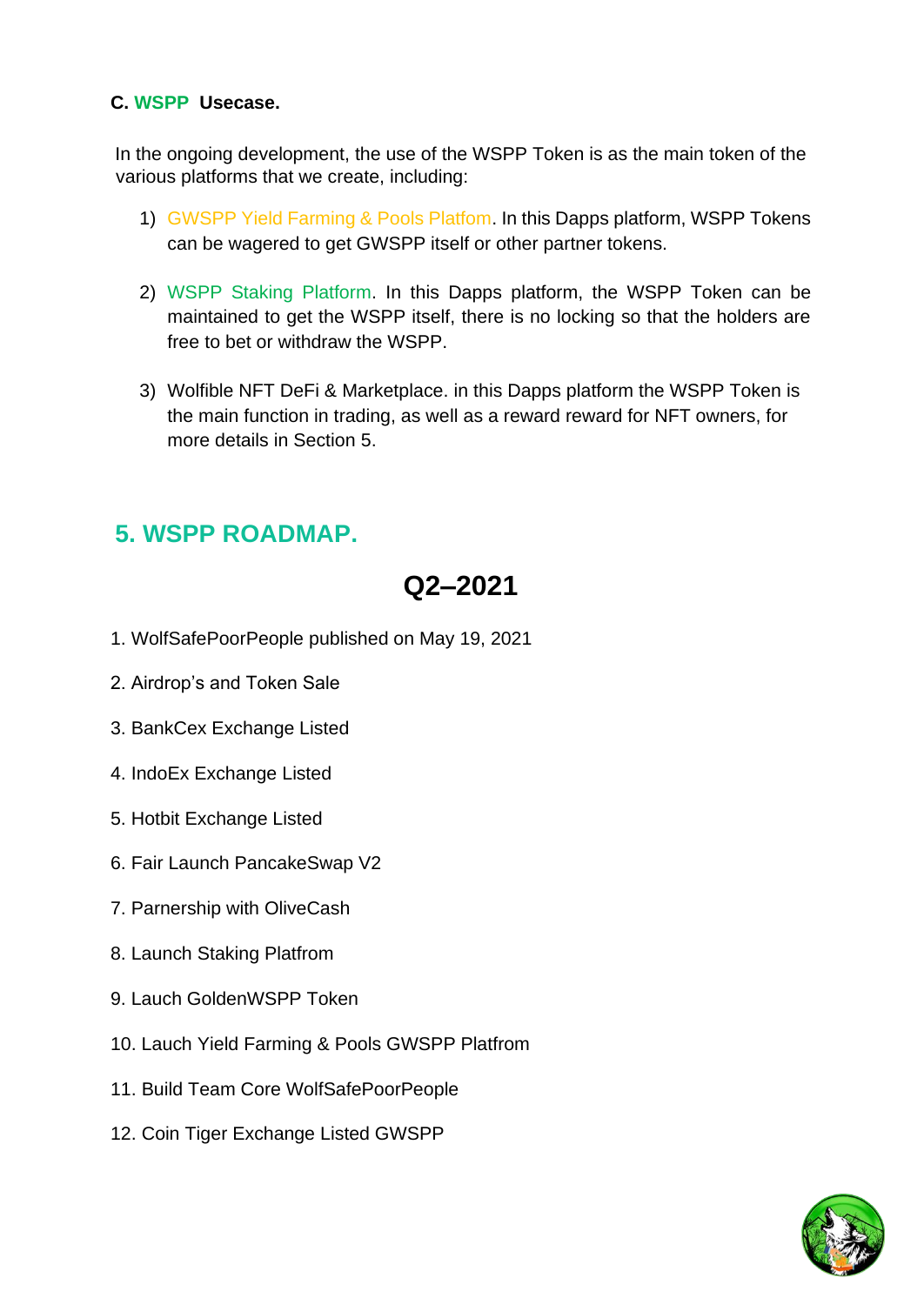**C. WSPP Usecase.**

In the ongoing development, the use of the WSPP Token is as the main token of the various platforms that we create, including:

1) GWSPP Yield Farming & Pools Platfom. In this Dapps platform, WSPP Tokens can be wagered to get GWSPP itself or other partner tokens.

2) WSPP Staking Platform. In this Dapps platform, the WSPP Token can be maintained to get the WSPP itself, there is no locking so that the holders are free to bet or withdraw the WSPP.

3) Wolfible NFT DeFi & Marketplace. in this Dapps platform the WSPP Token is the main function in trading, as well as a reward reward for NFT owners, for more details in Section 5.

## 5. WSPP ROADMAP.

### Q2–2021

1. WolfSafePoorPeople published on May 19, 2021
2. Airdrop's and Token Sale
3. BankCex Exchange Listed
4. IndoEx Exchange Listed
5. Hotbit Exchange Listed
6. Fair Launch PancakeSwap V2
7. Parnership with OliveCash
8. Launch Staking Platfrom
9. Lauch GoldenWSPP Token
10. Lauch Yield Farming & Pools GWSPP Platfrom
11. Build Team Core WolfSafePoorPeople
12. Coin Tiger Exchange Listed GWSPP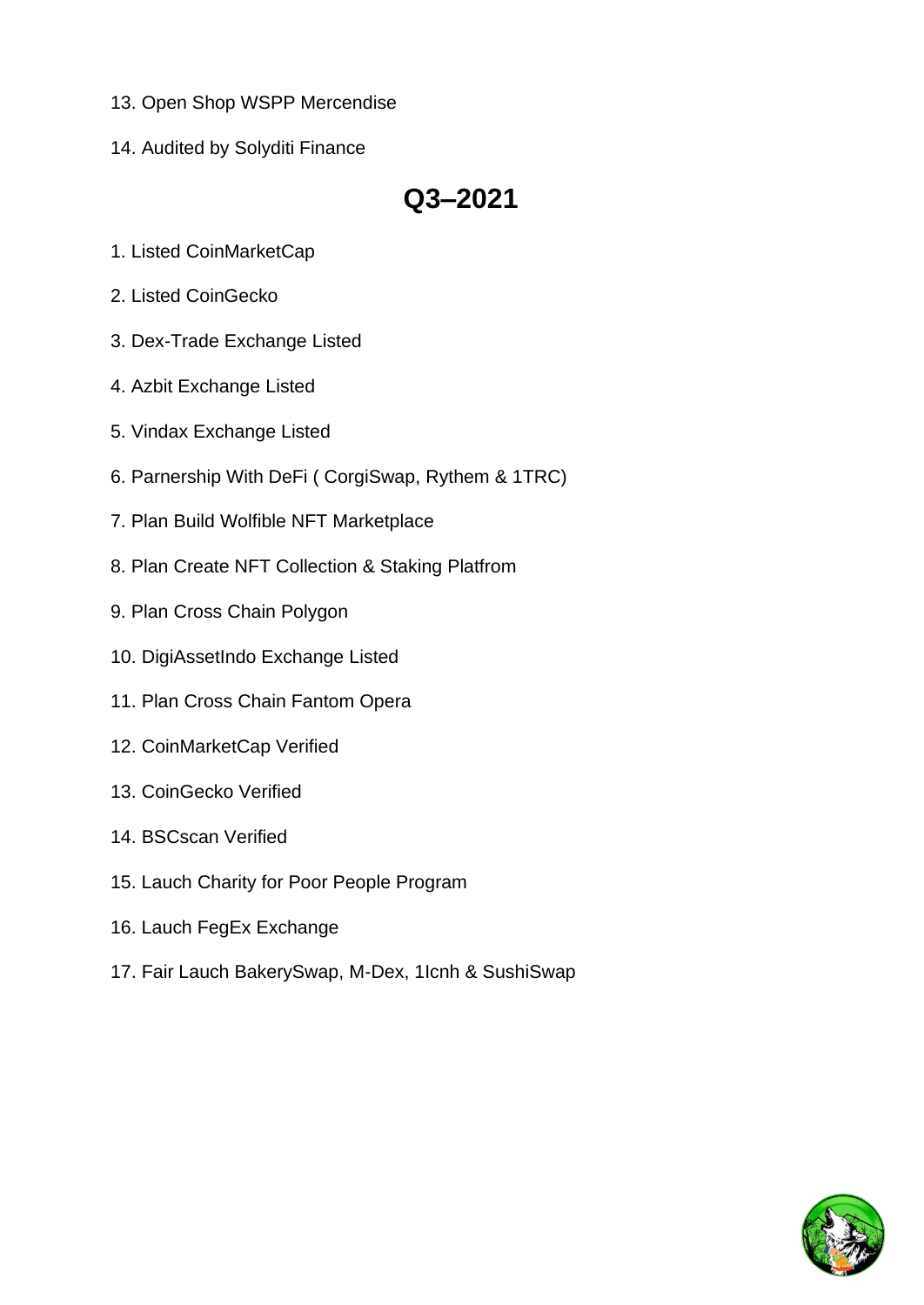13. Open Shop WSPP Mercendise
14. Audited by Solyditi Finance

## Q3–2021

1. Listed CoinMarketCap
2. Listed CoinGecko
3. Dex-Trade Exchange Listed
4. Azbit Exchange Listed
5. Vindax Exchange Listed
6. Parnership With DeFi ( CorgiSwap, Rythem & 1TRC)
7. Plan Build Wolfible NFT Marketplace
8. Plan Create NFT Collection & Staking Platfrom
9. Plan Cross Chain Polygon
10. DigiAssetIndo Exchange Listed
11. Plan Cross Chain Fantom Opera
12. CoinMarketCap Verified
13. CoinGecko Verified
14. BSCscan Verified
15. Lauch Charity for Poor People Program
16. Lauch FegEx Exchange
17. Fair Lauch BakerySwap, M-Dex, 1Icnh & SushiSwap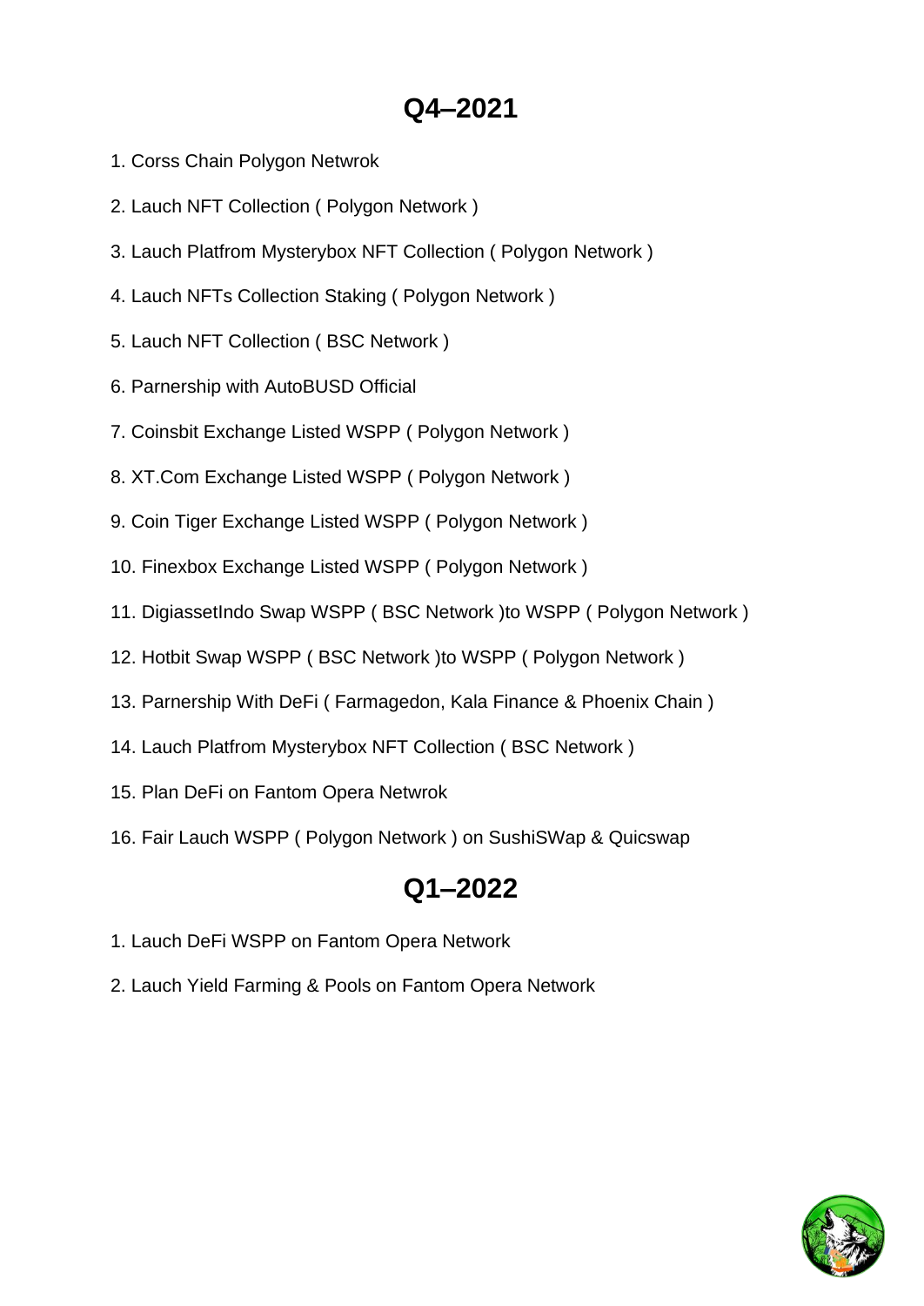# Q4–2021

1. Corss Chain Polygon Netwrok
2. Lauch NFT Collection ( Polygon Network )
3. Lauch Platfrom Mysterybox NFT Collection ( Polygon Network )
4. Lauch NFTs Collection Staking ( Polygon Network )
5. Lauch NFT Collection ( BSC Network )
6. Parnership with AutoBUSD Official
7. Coinsbit Exchange Listed WSPP ( Polygon Network )
8. XT.Com Exchange Listed WSPP ( Polygon Network )
9. Coin Tiger Exchange Listed WSPP ( Polygon Network )
10. Finexbox Exchange Listed WSPP ( Polygon Network )
11. DigiassetIndo Swap WSPP ( BSC Network )to WSPP ( Polygon Network )
12. Hotbit Swap WSPP ( BSC Network )to WSPP ( Polygon Network )
13. Parnership With DeFi ( Farmagedon, Kala Finance & Phoenix Chain )
14. Lauch Platfrom Mysterybox NFT Collection ( BSC Network )
15. Plan DeFi on Fantom Opera Netwrok
16. Fair Lauch WSPP ( Polygon Network ) on SushiSWap & Quicswap

# Q1–2022

1. Lauch DeFi WSPP on Fantom Opera Network
2. Lauch Yield Farming & Pools on Fantom Opera Network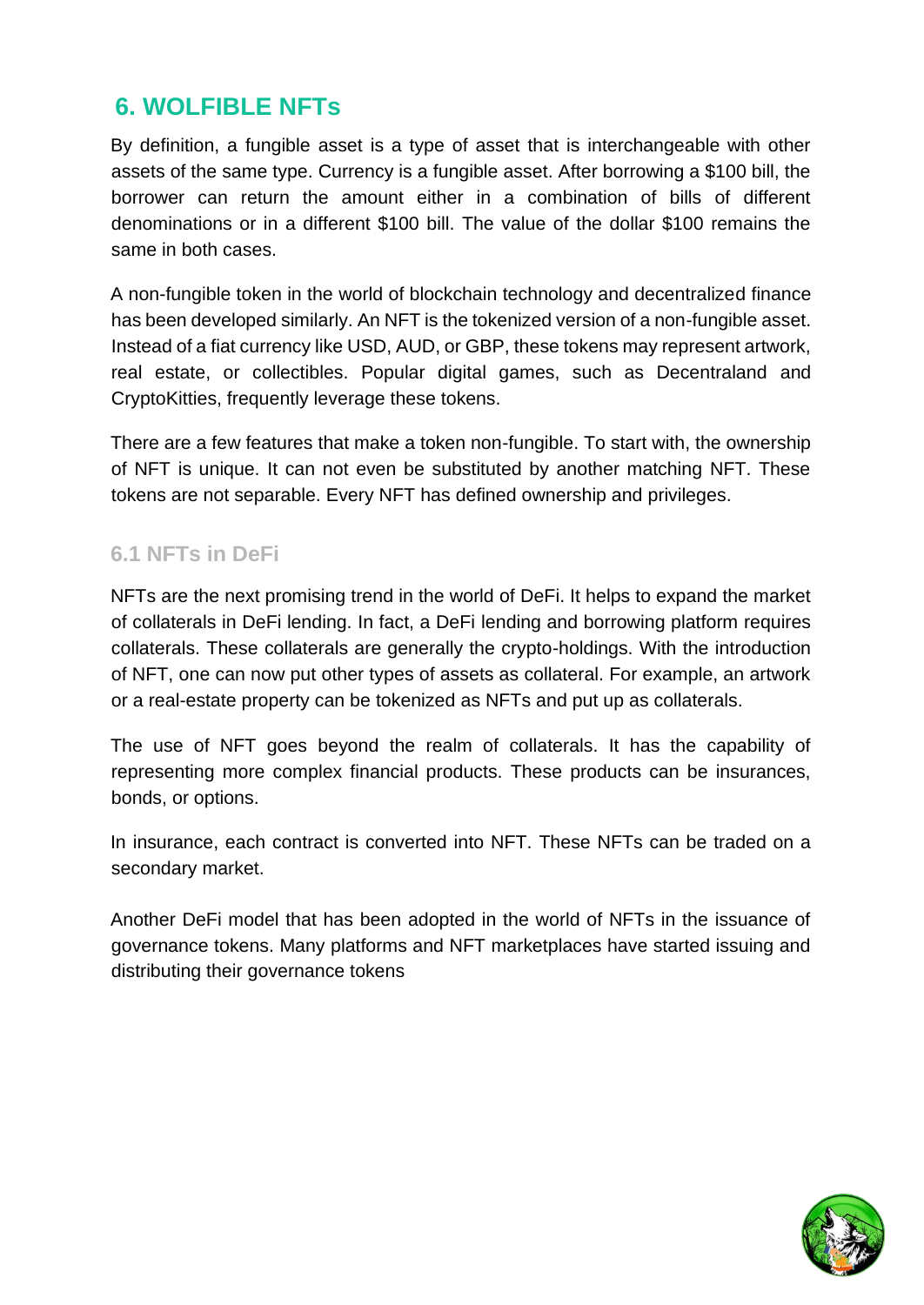## 6. WOLFIBLE NFTs

By definition, a fungible asset is a type of asset that is interchangeable with other assets of the same type. Currency is a fungible asset. After borrowing a $100 bill, the borrower can return the amount either in a combination of bills of different denominations or in a different $100 bill. The value of the dollar $100 remains the same in both cases.

A non-fungible token in the world of blockchain technology and decentralized finance has been developed similarly. An NFT is the tokenized version of a non-fungible asset. Instead of a fiat currency like USD, AUD, or GBP, these tokens may represent artwork, real estate, or collectibles. Popular digital games, such as Decentraland and CryptoKitties, frequently leverage these tokens.

There are a few features that make a token non-fungible. To start with, the ownership of NFT is unique. It can not even be substituted by another matching NFT. These tokens are not separable. Every NFT has defined ownership and privileges.

### 6.1 NFTs in DeFi

NFTs are the next promising trend in the world of DeFi. It helps to expand the market of collaterals in DeFi lending. In fact, a DeFi lending and borrowing platform requires collaterals. These collaterals are generally the crypto-holdings. With the introduction of NFT, one can now put other types of assets as collateral. For example, an artwork or a real-estate property can be tokenized as NFTs and put up as collaterals.

The use of NFT goes beyond the realm of collaterals. It has the capability of representing more complex financial products. These products can be insurances, bonds, or options.

In insurance, each contract is converted into NFT. These NFTs can be traded on a secondary market.

Another DeFi model that has been adopted in the world of NFTs in the issuance of governance tokens. Many platforms and NFT marketplaces have started issuing and distributing their governance tokens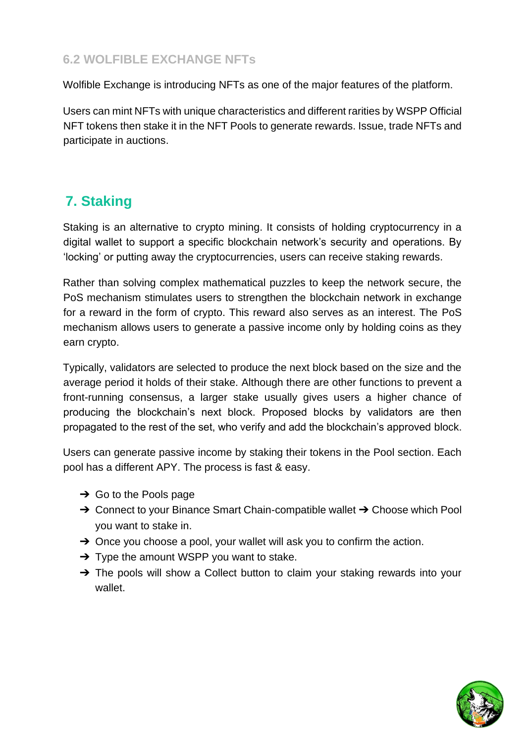### 6.2 WOLFIBLE EXCHANGE NFTs

Wolfible Exchange is introducing NFTs as one of the major features of the platform.

Users can mint NFTs with unique characteristics and different rarities by WSPP Official NFT tokens then stake it in the NFT Pools to generate rewards. Issue, trade NFTs and participate in auctions.

## 7. Staking

Staking is an alternative to crypto mining. It consists of holding cryptocurrency in a digital wallet to support a specific blockchain network's security and operations. By 'locking' or putting away the cryptocurrencies, users can receive staking rewards.

Rather than solving complex mathematical puzzles to keep the network secure, the PoS mechanism stimulates users to strengthen the blockchain network in exchange for a reward in the form of crypto. This reward also serves as an interest. The PoS mechanism allows users to generate a passive income only by holding coins as they earn crypto.

Typically, validators are selected to produce the next block based on the size and the average period it holds of their stake. Although there are other functions to prevent a front-running consensus, a larger stake usually gives users a higher chance of producing the blockchain's next block. Proposed blocks by validators are then propagated to the rest of the set, who verify and add the blockchain's approved block.

Users can generate passive income by staking their tokens in the Pool section. Each pool has a different APY. The process is fast & easy.

- ➔ Go to the Pools page
- ➔ Connect to your Binance Smart Chain-compatible wallet ➔ Choose which Pool you want to stake in.
- ➔ Once you choose a pool, your wallet will ask you to confirm the action.
- ➔ Type the amount WSPP you want to stake.
- ➔ The pools will show a Collect button to claim your staking rewards into your wallet.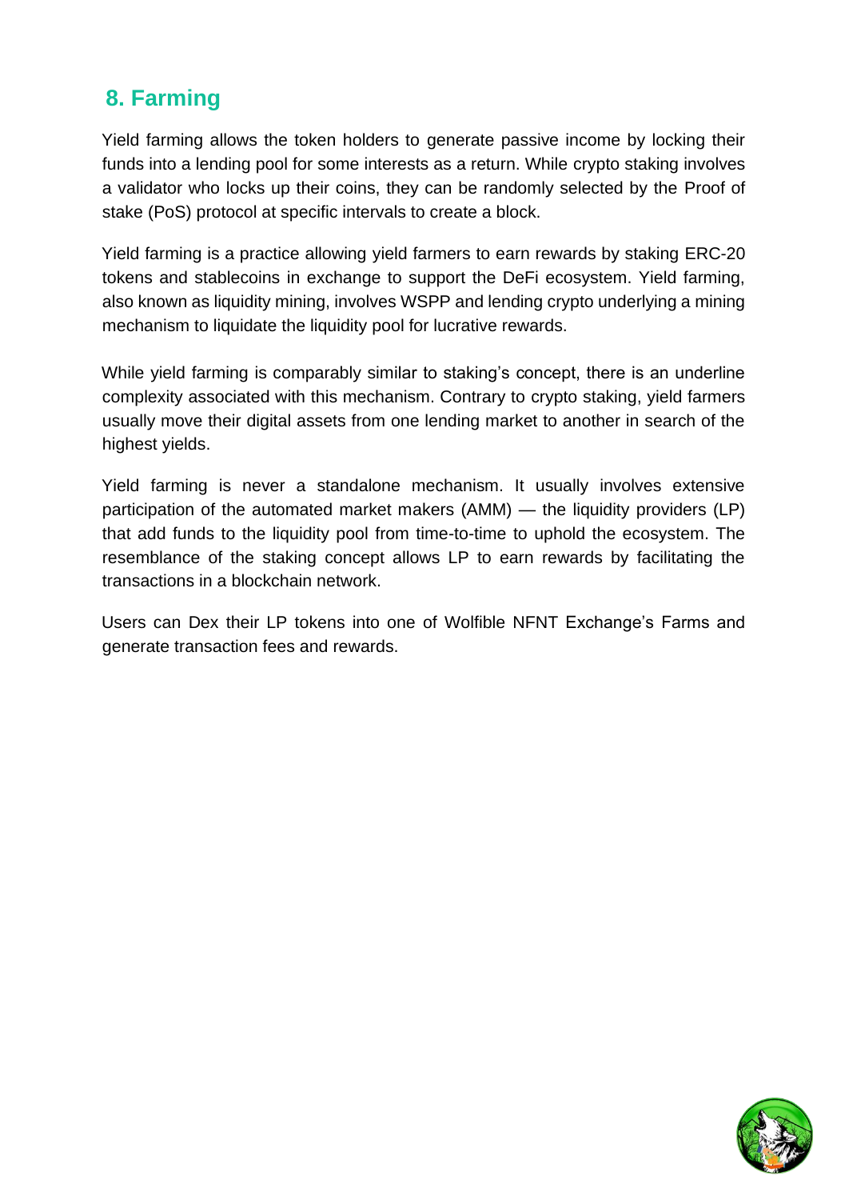## 8. Farming

Yield farming allows the token holders to generate passive income by locking their funds into a lending pool for some interests as a return. While crypto staking involves a validator who locks up their coins, they can be randomly selected by the Proof of stake (PoS) protocol at specific intervals to create a block.

Yield farming is a practice allowing yield farmers to earn rewards by staking ERC-20 tokens and stablecoins in exchange to support the DeFi ecosystem. Yield farming, also known as liquidity mining, involves WSPP and lending crypto underlying a mining mechanism to liquidate the liquidity pool for lucrative rewards.

While yield farming is comparably similar to staking's concept, there is an underline complexity associated with this mechanism. Contrary to crypto staking, yield farmers usually move their digital assets from one lending market to another in search of the highest yields.

Yield farming is never a standalone mechanism. It usually involves extensive participation of the automated market makers (AMM) — the liquidity providers (LP) that add funds to the liquidity pool from time-to-time to uphold the ecosystem. The resemblance of the staking concept allows LP to earn rewards by facilitating the transactions in a blockchain network.

Users can Dex their LP tokens into one of Wolfible NFNT Exchange's Farms and generate transaction fees and rewards.